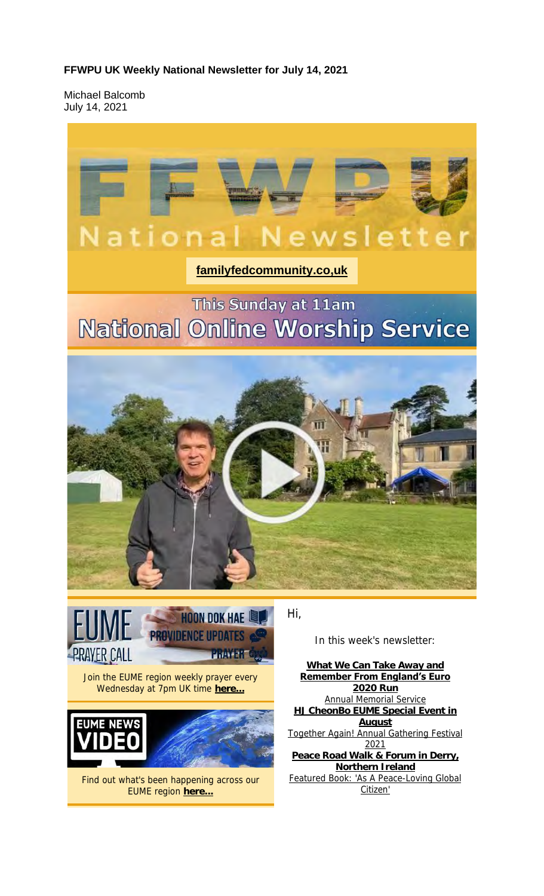**FFWPU UK Weekly National Newsletter for July 14, 2021**

Michael Balcomb
July 14, 2021

# National Newsletter

**familyfedcommunity.co,uk**

## This Sunday at 11am National Online Worship Service

EUME PRAYER CALL — HOON DOK HAE, PROVIDENCE UPDATES, PRAYER

Join the EUME region weekly prayer every Wednesday at 7pm UK time **here...**

EUME NEWS VIDEO

Find out what's been happening across our EUME region **here...**

Hi,

In this week's newsletter:

**What We Can Take Away and Remember From England's Euro 2020 Run**
Annual Memorial Service
**HJ CheonBo EUME Special Event in August**
Together Again! Annual Gathering Festival 2021
**Peace Road Walk & Forum in Derry, Northern Ireland**
Featured Book: 'As A Peace-Loving Global Citizen'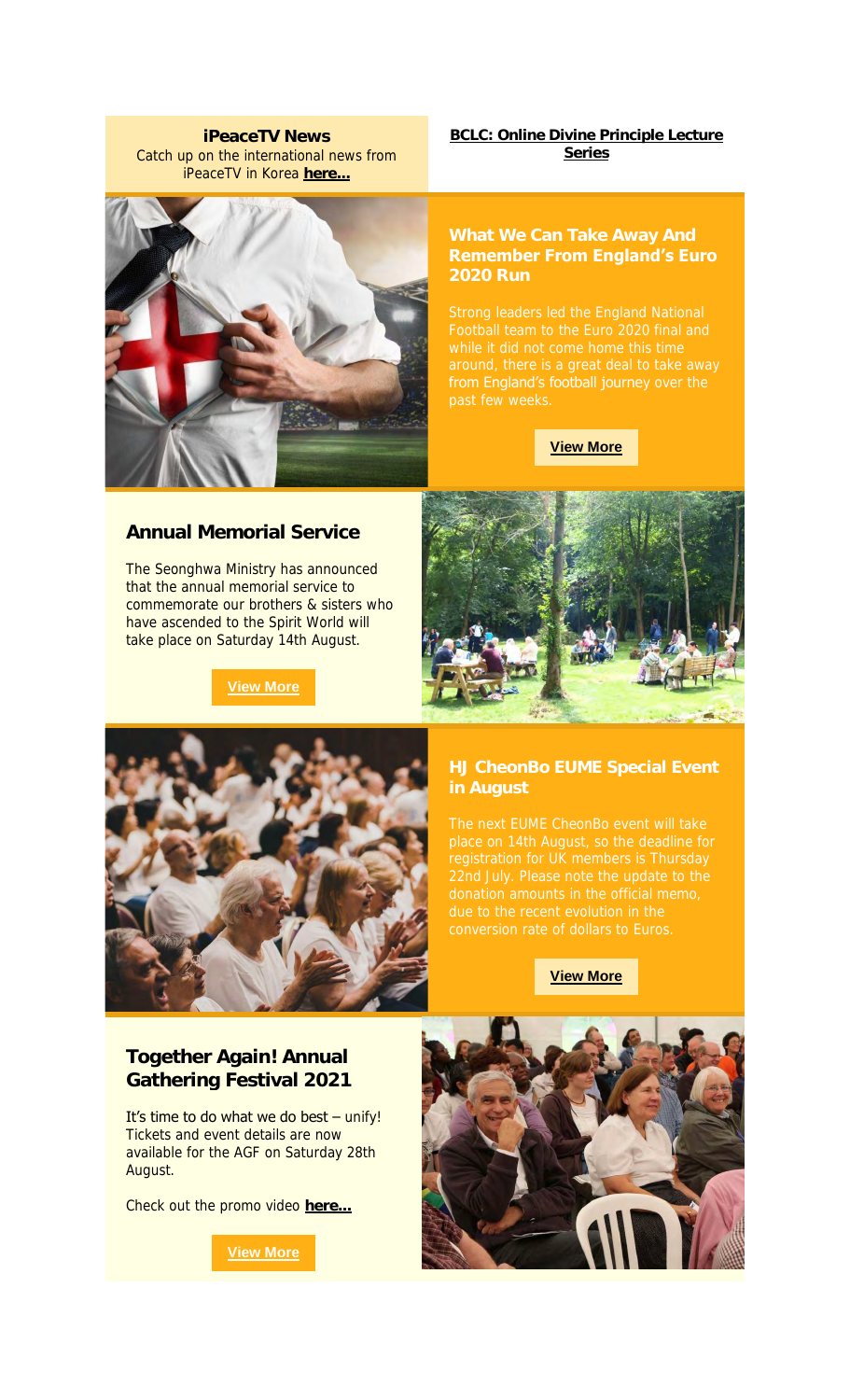**iPeaceTV News**
Catch up on the international news from iPeaceTV in Korea **here...**

**BCLC: Online Divine Principle Lecture Series**

## What We Can Take Away And Remember From England's Euro 2020 Run

Strong leaders led the England National Football team to the Euro 2020 final and while it did not come home this time around, there is a great deal to take away from England's football journey over the past few weeks.

**View More**

## Annual Memorial Service

The Seonghwa Ministry has announced that the annual memorial service to commemorate our brothers & sisters who have ascended to the Spirit World will take place on Saturday 14th August.

**View More**

## HJ CheonBo EUME Special Event in August

The next EUME CheonBo event will take place on 14th August, so the deadline for registration for UK members is Thursday 22nd July. Please note the update to the donation amounts in the official memo, due to the recent evolution in the conversion rate of dollars to Euros.

**View More**

## Together Again! Annual Gathering Festival 2021

It's time to do what we do best – unify! Tickets and event details are now available for the AGF on Saturday 28th August.

Check out the promo video **here...**

**View More**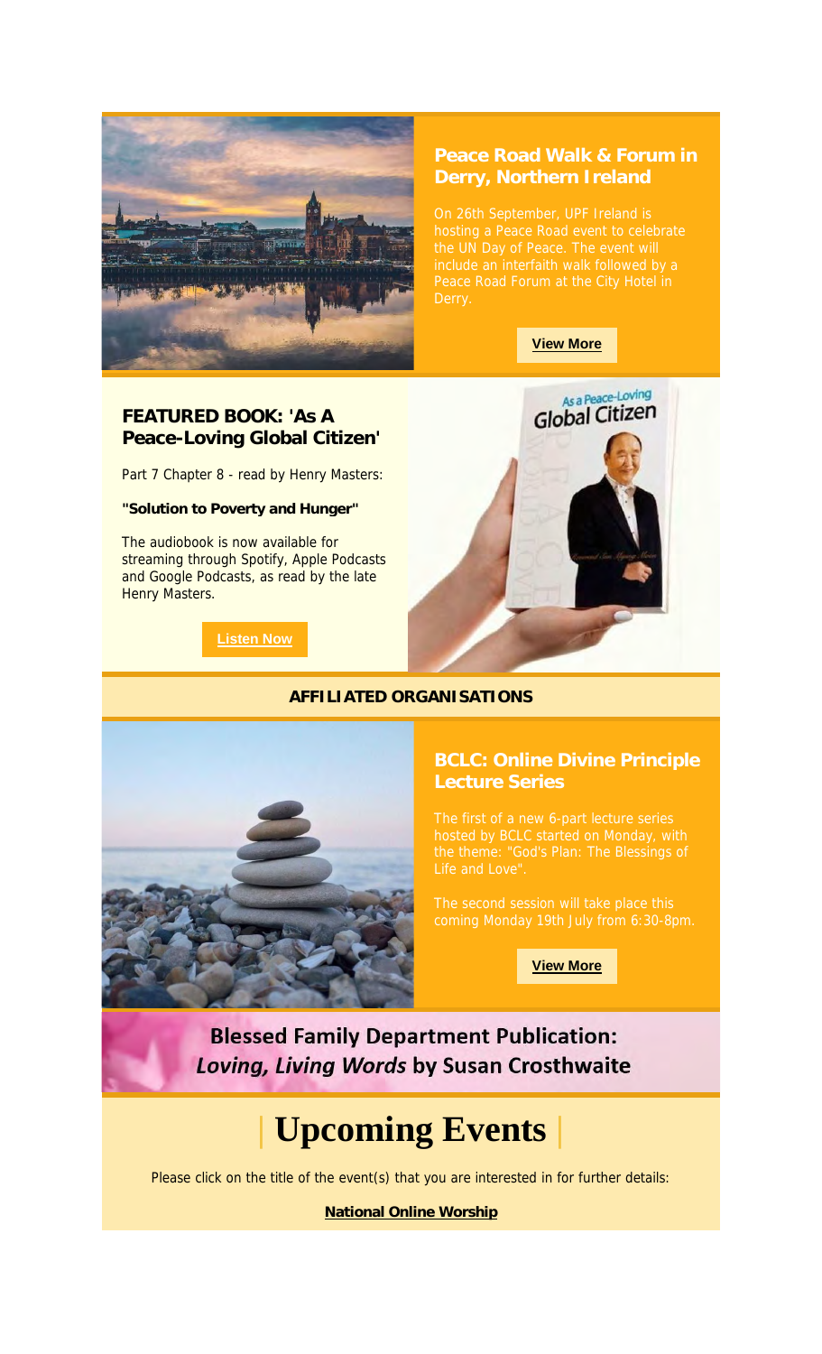## Peace Road Walk & Forum in Derry, Northern Ireland

On 26th September, UPF Ireland is hosting a Peace Road event to celebrate the UN Day of Peace. The event will include an interfaith walk followed by a Peace Road Forum at the City Hotel in Derry.

**View More**

## FEATURED BOOK: 'As A Peace-Loving Global Citizen'

Part 7 Chapter 8 - read by Henry Masters:

**"Solution to Poverty and Hunger"**

The audiobook is now available for streaming through Spotify, Apple Podcasts and Google Podcasts, as read by the late Henry Masters.

**Listen Now**

**AFFILIATED ORGANISATIONS**

## BCLC: Online Divine Principle Lecture Series

The first of a new 6-part lecture series hosted by BCLC started on Monday, with the theme: "God's Plan: The Blessings of Life and Love".

The second session will take place this coming Monday 19th July from 6:30-8pm.

**View More**

## Blessed Family Department Publication: *Loving, Living Words* by Susan Crosthwaite

# | Upcoming Events |

Please click on the title of the event(s) that you are interested in for further details:

**National Online Worship**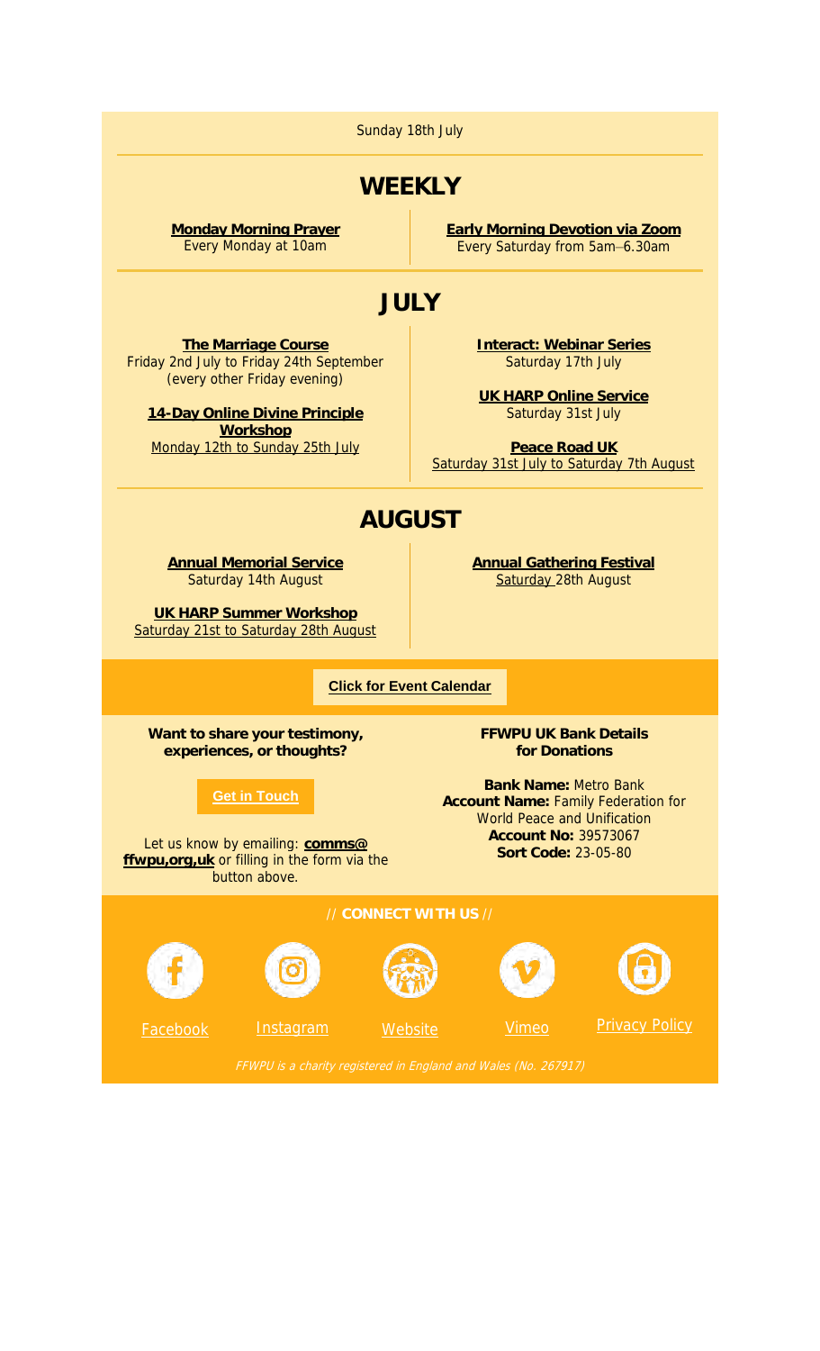Sunday 18th July

## WEEKLY

**Monday Morning Prayer**
Every Monday at 10am

**Early Morning Devotion via Zoom**
Every Saturday from 5am–6.30am

## JULY

**The Marriage Course**
Friday 2nd July to Friday 24th September (every other Friday evening)

**14-Day Online Divine Principle Workshop**
Monday 12th to Sunday 25th July

**Interact: Webinar Series**
Saturday 17th July

**UK HARP Online Service**
Saturday 31st July

**Peace Road UK**
Saturday 31st July to Saturday 7th August

## AUGUST

**Annual Memorial Service**
Saturday 14th August

**UK HARP Summer Workshop**
Saturday 21st to Saturday 28th August

**Annual Gathering Festival**
Saturday 28th August

**Click for Event Calendar**

**Want to share your testimony, experiences, or thoughts?**

**Get in Touch**

Let us know by emailing: **comms@ffwpu,org,uk** or filling in the form via the button above.

**FFWPU UK Bank Details for Donations**

**Bank Name:** Metro Bank
**Account Name:** Family Federation for World Peace and Unification
**Account No:** 39573067
**Sort Code:** 23-05-80

// **CONNECT WITH US** //

Facebook Instagram Website Vimeo Privacy Policy

*FFWPU is a charity registered in England and Wales (No. 267917)*